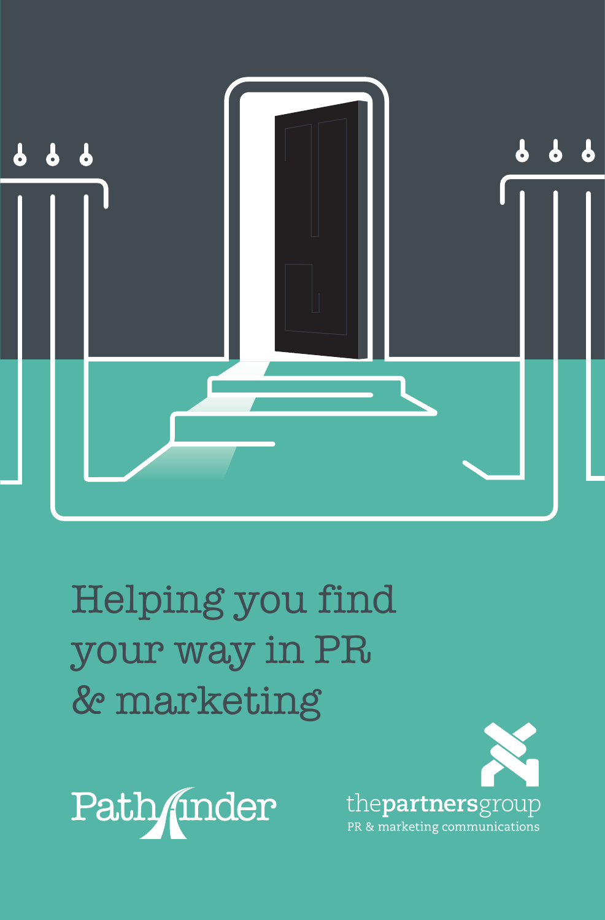# Helping you find your way in PR & marketing

Pathfinder

thepartnersgroup
PR & marketing communications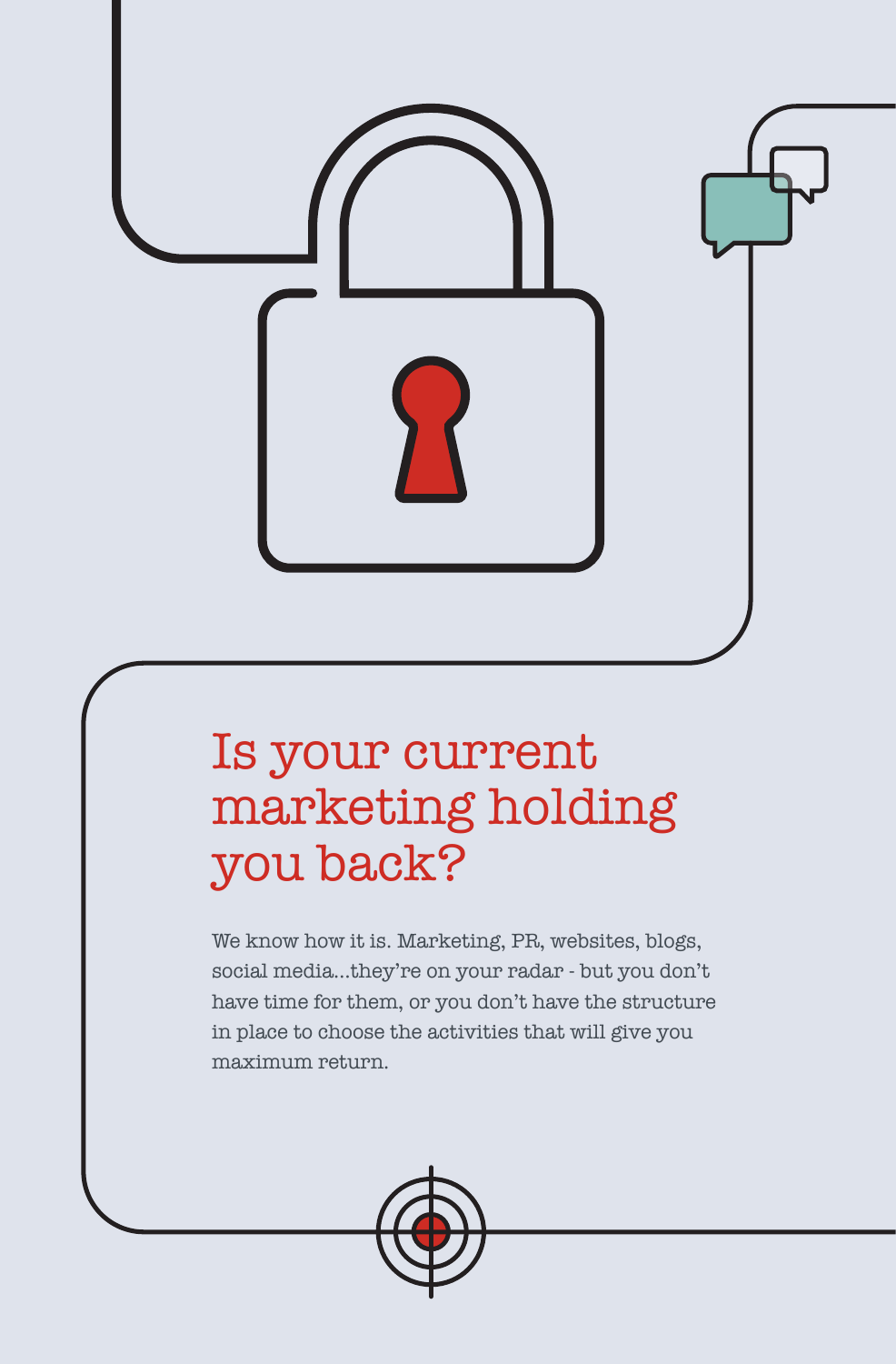# Is your current marketing holding you back?

We know how it is. Marketing, PR, websites, blogs, social media...they're on your radar - but you don't have time for them, or you don't have the structure in place to choose the activities that will give you maximum return.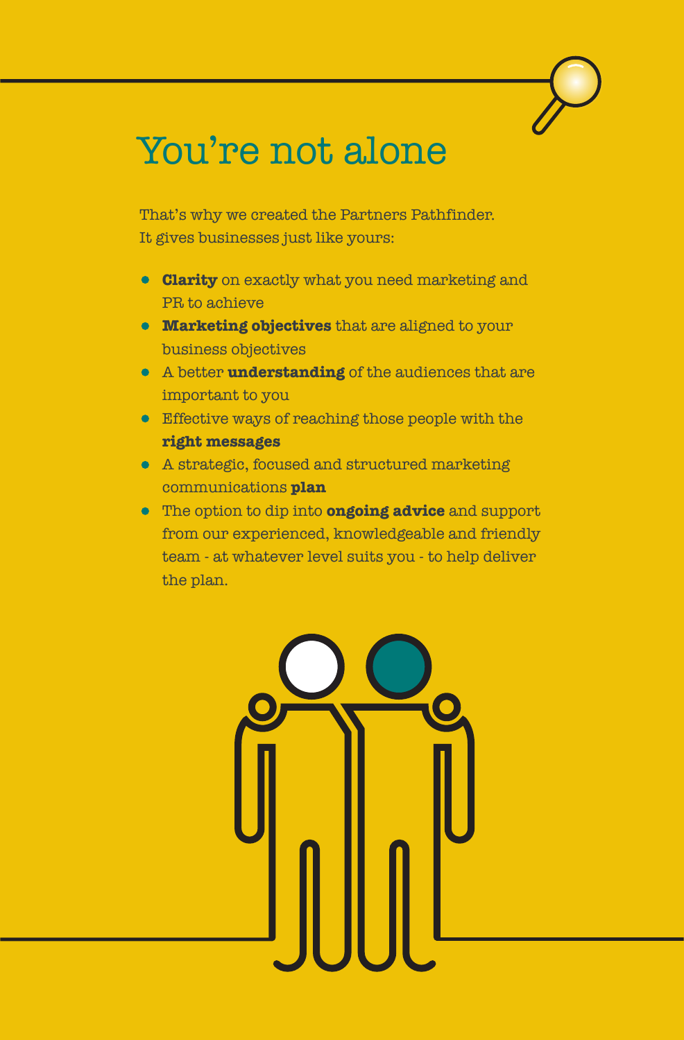# You're not alone

That's why we created the Partners Pathfinder.
It gives businesses just like yours:

- **Clarity** on exactly what you need marketing and PR to achieve
- **Marketing objectives** that are aligned to your business objectives
- A better **understanding** of the audiences that are important to you
- Effective ways of reaching those people with the **right messages**
- A strategic, focused and structured marketing communications **plan**
- The option to dip into **ongoing advice** and support from our experienced, knowledgeable and friendly team - at whatever level suits you - to help deliver the plan.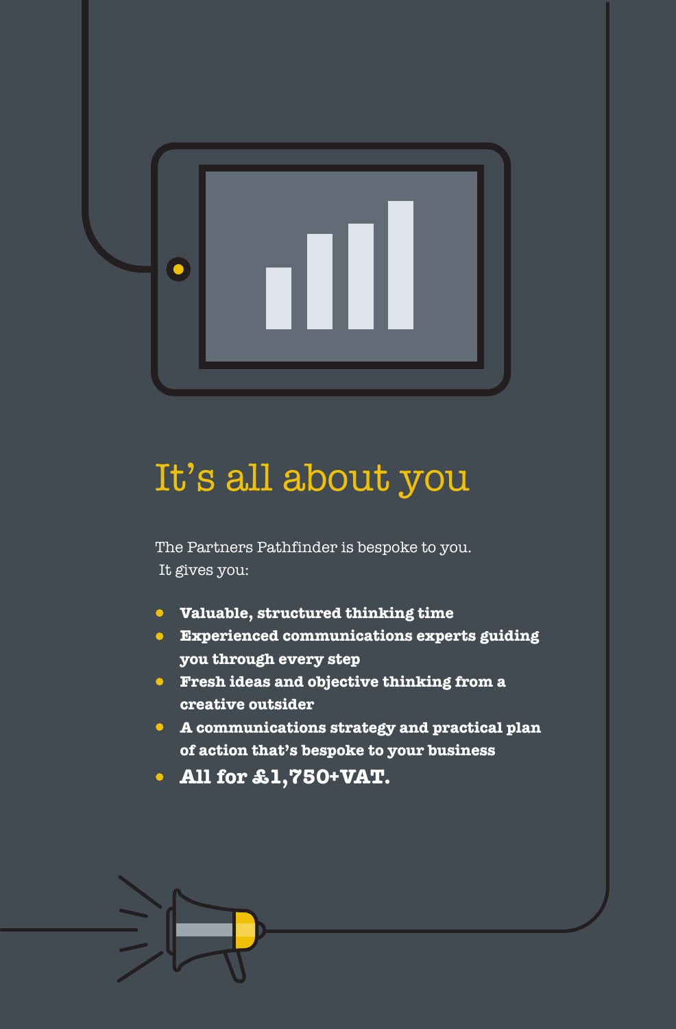# It's all about you

The Partners Pathfinder is bespoke to you.
It gives you:

- **Valuable, structured thinking time**
- **Experienced communications experts guiding you through every step**
- **Fresh ideas and objective thinking from a creative outsider**
- **A communications strategy and practical plan of action that's bespoke to your business**
- **All for £1,750+VAT.**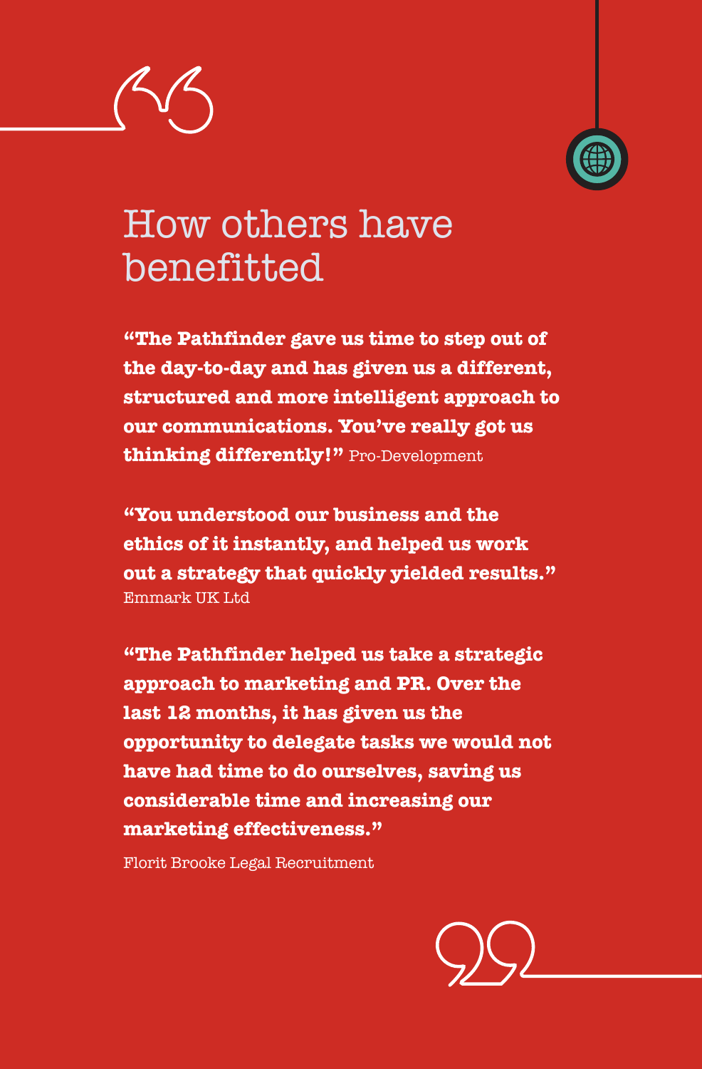# How others have benefitted

**"The Pathfinder gave us time to step out of the day-to-day and has given us a different, structured and more intelligent approach to our communications. You've really got us thinking differently!"** Pro-Development

**"You understood our business and the ethics of it instantly, and helped us work out a strategy that quickly yielded results."** Emmark UK Ltd

**"The Pathfinder helped us take a strategic approach to marketing and PR. Over the last 12 months, it has given us the opportunity to delegate tasks we would not have had time to do ourselves, saving us considerable time and increasing our marketing effectiveness."**

Florit Brooke Legal Recruitment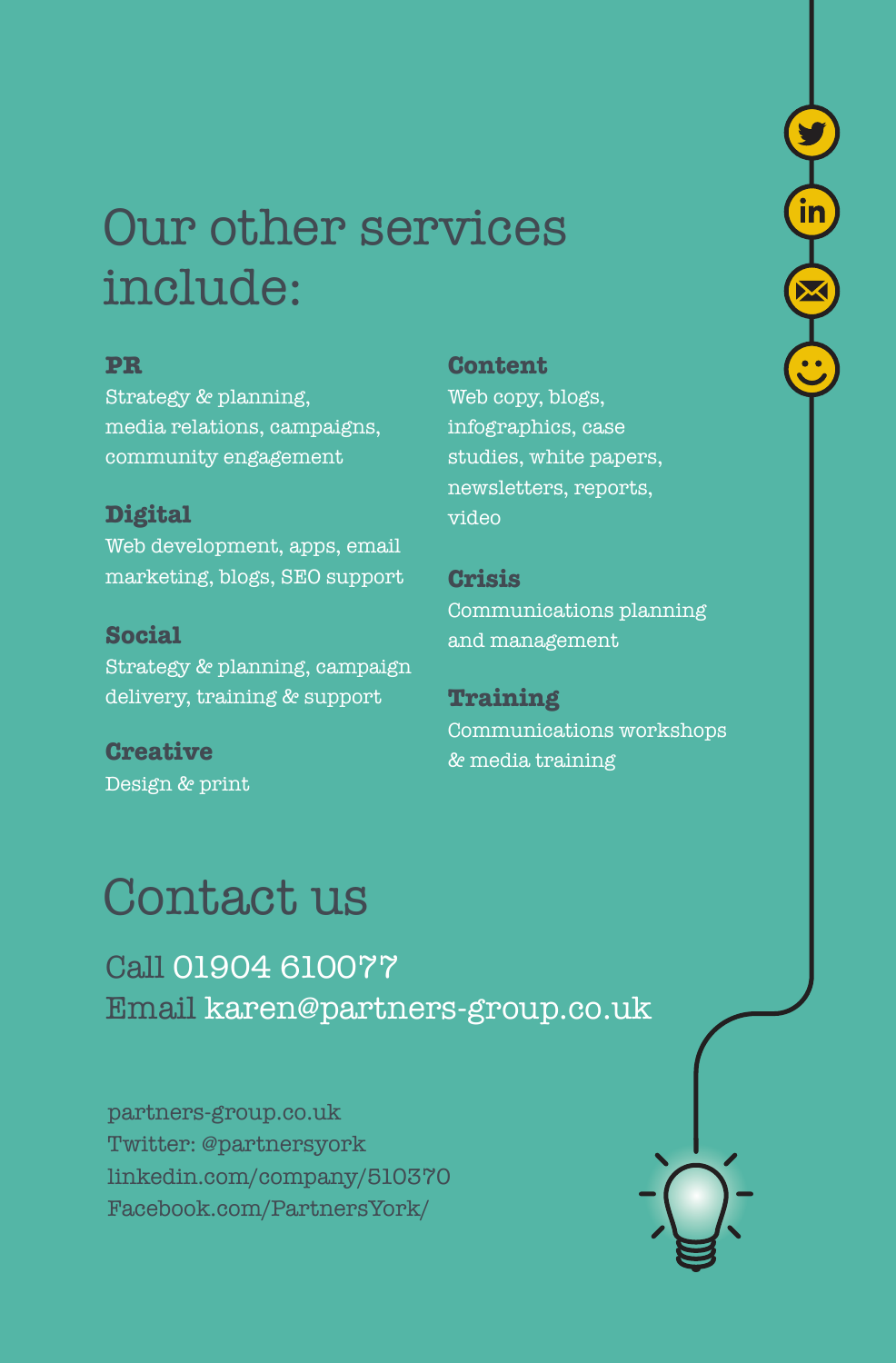# Our other services include:

**PR**
Strategy & planning, media relations, campaigns, community engagement

**Digital**
Web development, apps, email marketing, blogs, SEO support

**Social**
Strategy & planning, campaign delivery, training & support

**Creative**
Design & print

**Content**
Web copy, blogs, infographics, case studies, white papers, newsletters, reports, video

**Crisis**
Communications planning and management

**Training**
Communications workshops & media training

# Contact us

Call 01904 610077
Email karen@partners-group.co.uk

partners-group.co.uk
Twitter: @partnersyork
linkedin.com/company/510370
Facebook.com/PartnersYork/